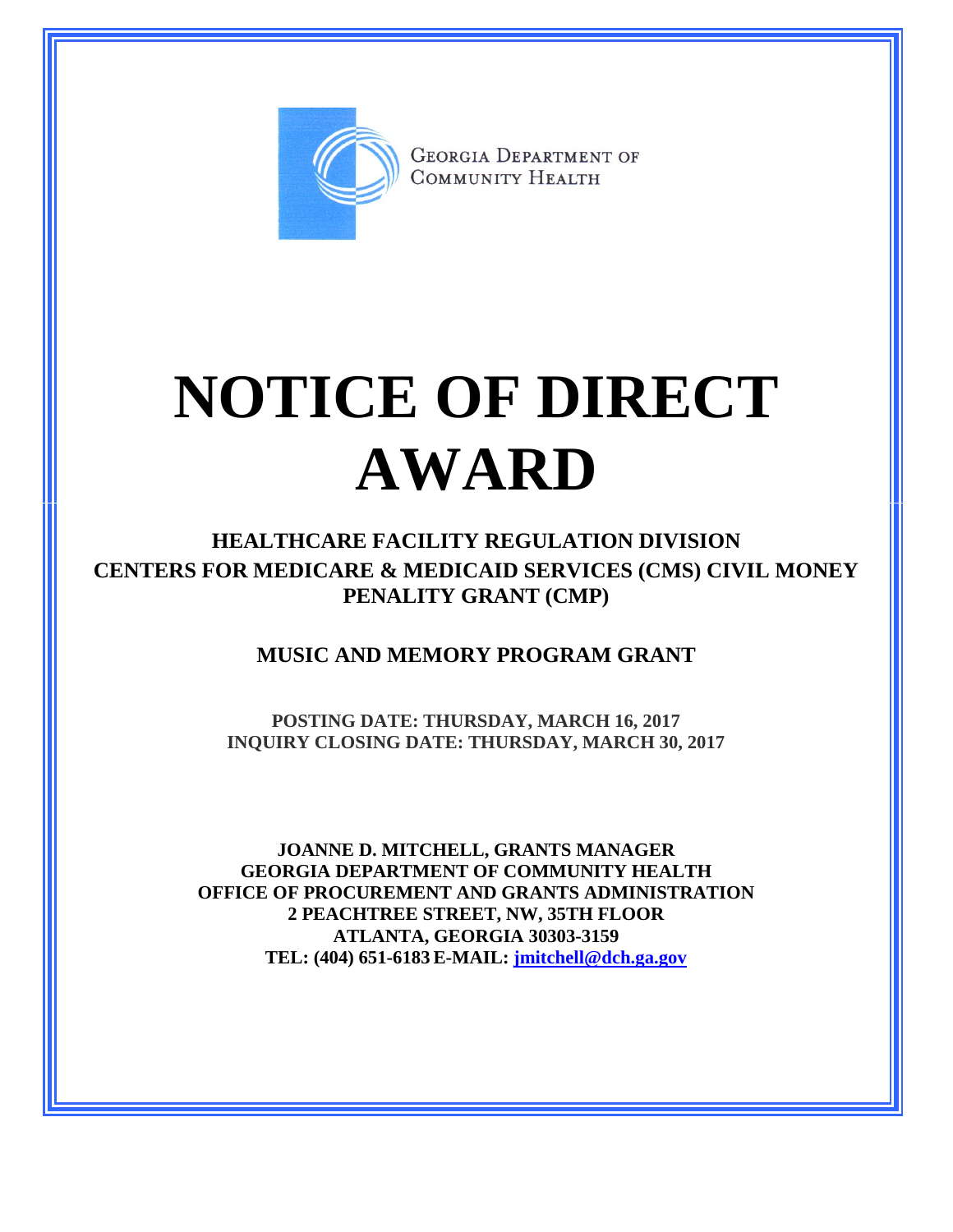GEORGIA DEPARTMENT OF COMMUNITY HEALTH

# NOTICE OF DIRECT AWARD

## HEALTHCARE FACILITY REGULATION DIVISION

## CENTERS FOR MEDICARE & MEDICAID SERVICES (CMS) CIVIL MONEY PENALITY GRANT (CMP)

### MUSIC AND MEMORY PROGRAM GRANT

**POSTING DATE: THURSDAY, MARCH 16, 2017**
**INQUIRY CLOSING DATE: THURSDAY, MARCH 30, 2017**

**JOANNE D. MITCHELL, GRANTS MANAGER**
**GEORGIA DEPARTMENT OF COMMUNITY HEALTH**
**OFFICE OF PROCUREMENT AND GRANTS ADMINISTRATION**
**2 PEACHTREE STREET, NW, 35TH FLOOR**
**ATLANTA, GEORGIA 30303-3159**
**TEL: (404) 651-6183 E-MAIL: jmitchell@dch.ga.gov**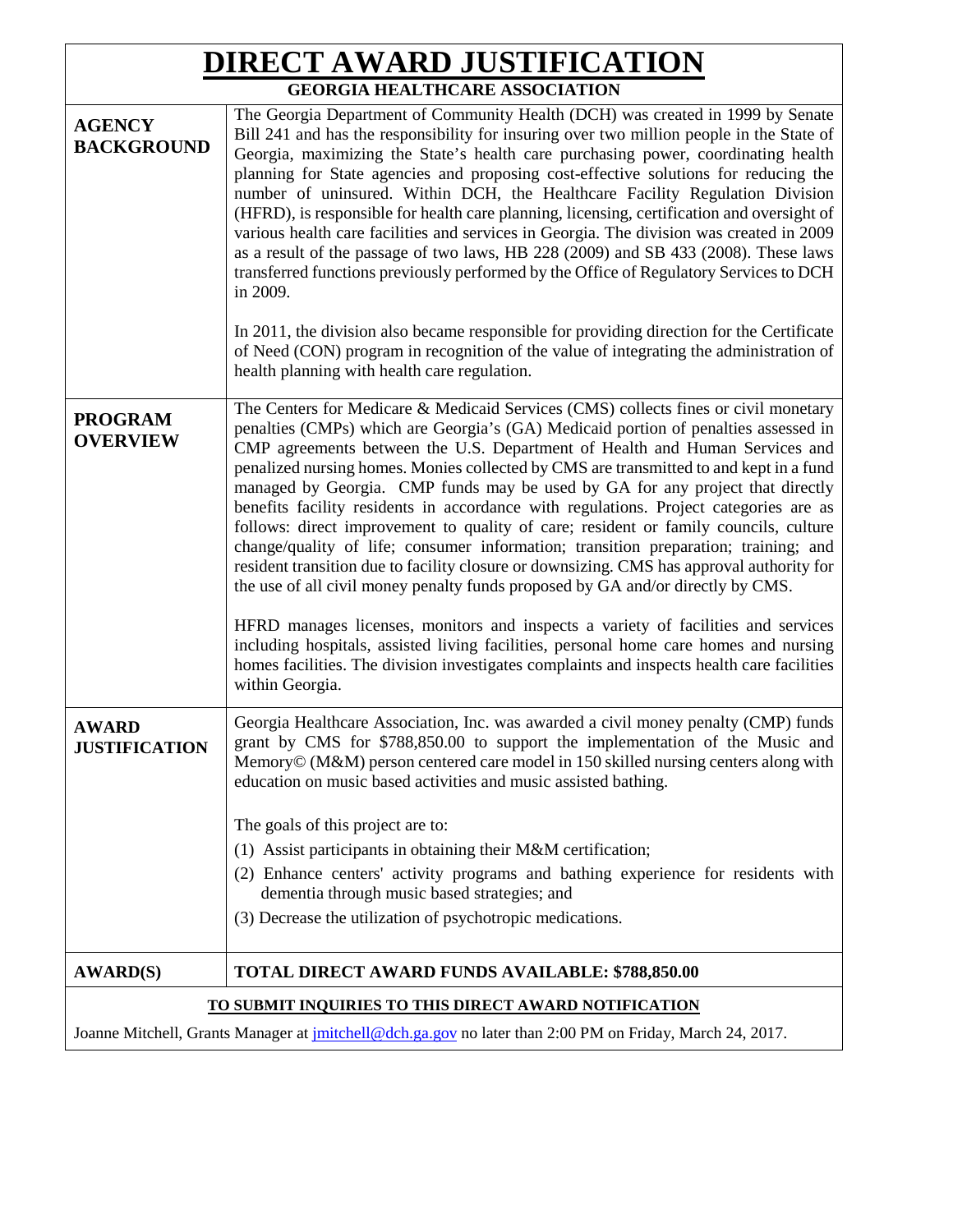# DIRECT AWARD JUSTIFICATION

**GEORGIA HEALTHCARE ASSOCIATION**

| | |
|---|---|
| **AGENCY BACKGROUND** | The Georgia Department of Community Health (DCH) was created in 1999 by Senate Bill 241 and has the responsibility for insuring over two million people in the State of Georgia, maximizing the State's health care purchasing power, coordinating health planning for State agencies and proposing cost-effective solutions for reducing the number of uninsured. Within DCH, the Healthcare Facility Regulation Division (HFRD), is responsible for health care planning, licensing, certification and oversight of various health care facilities and services in Georgia. The division was created in 2009 as a result of the passage of two laws, HB 228 (2009) and SB 433 (2008). These laws transferred functions previously performed by the Office of Regulatory Services to DCH in 2009.<br><br>In 2011, the division also became responsible for providing direction for the Certificate of Need (CON) program in recognition of the value of integrating the administration of health planning with health care regulation. |
| **PROGRAM OVERVIEW** | The Centers for Medicare & Medicaid Services (CMS) collects fines or civil monetary penalties (CMPs) which are Georgia's (GA) Medicaid portion of penalties assessed in CMP agreements between the U.S. Department of Health and Human Services and penalized nursing homes. Monies collected by CMS are transmitted to and kept in a fund managed by Georgia. CMP funds may be used by GA for any project that directly benefits facility residents in accordance with regulations. Project categories are as follows: direct improvement to quality of care; resident or family councils, culture change/quality of life; consumer information; transition preparation; training; and resident transition due to facility closure or downsizing. CMS has approval authority for the use of all civil money penalty funds proposed by GA and/or directly by CMS.<br><br>HFRD manages licenses, monitors and inspects a variety of facilities and services including hospitals, assisted living facilities, personal home care homes and nursing homes facilities. The division investigates complaints and inspects health care facilities within Georgia. |
| **AWARD JUSTIFICATION** | Georgia Healthcare Association, Inc. was awarded a civil money penalty (CMP) funds grant by CMS for $788,850.00 to support the implementation of the Music and Memory© (M&M) person centered care model in 150 skilled nursing centers along with education on music based activities and music assisted bathing.<br><br>The goals of this project are to:<br>(1) Assist participants in obtaining their M&M certification;<br>(2) Enhance centers' activity programs and bathing experience for residents with dementia through music based strategies; and<br>(3) Decrease the utilization of psychotropic medications. |
| **AWARD(S)** | **TOTAL DIRECT AWARD FUNDS AVAILABLE: $788,850.00** |

**TO SUBMIT INQUIRIES TO THIS DIRECT AWARD NOTIFICATION**

Joanne Mitchell, Grants Manager at jmitchell@dch.ga.gov no later than 2:00 PM on Friday, March 24, 2017.